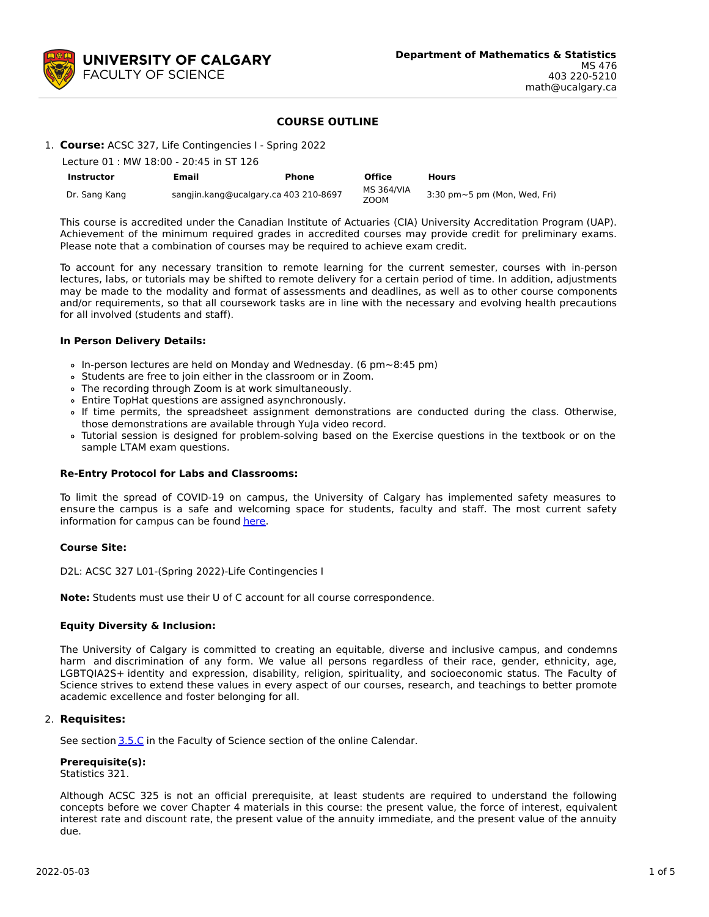**UNIVERSITY OF CALGARY**
FACULTY OF SCIENCE

**Department of Mathematics & Statistics**
MS 476
403 220-5210
math@ucalgary.ca

# COURSE OUTLINE

1. **Course:** ACSC 327, Life Contingencies I - Spring 2022

Lecture 01 : MW 18:00 - 20:45 in ST 126

| Instructor | Email | Phone | Office | Hours |
|---|---|---|---|---|
| Dr. Sang Kang | sangjin.kang@ucalgary.ca | 403 210-8697 | MS 364/VIA ZOOM | 3:30 pm~5 pm (Mon, Wed, Fri) |

This course is accredited under the Canadian Institute of Actuaries (CIA) University Accreditation Program (UAP). Achievement of the minimum required grades in accredited courses may provide credit for preliminary exams. Please note that a combination of courses may be required to achieve exam credit.

To account for any necessary transition to remote learning for the current semester, courses with in-person lectures, labs, or tutorials may be shifted to remote delivery for a certain period of time. In addition, adjustments may be made to the modality and format of assessments and deadlines, as well as to other course components and/or requirements, so that all coursework tasks are in line with the necessary and evolving health precautions for all involved (students and staff).

**In Person Delivery Details:**

- In-person lectures are held on Monday and Wednesday. (6 pm~8:45 pm)
- Students are free to join either in the classroom or in Zoom.
- The recording through Zoom is at work simultaneously.
- Entire TopHat questions are assigned asynchronously.
- If time permits, the spreadsheet assignment demonstrations are conducted during the class. Otherwise, those demonstrations are available through YuJa video record.
- Tutorial session is designed for problem-solving based on the Exercise questions in the textbook or on the sample LTAM exam questions.

**Re-Entry Protocol for Labs and Classrooms:**

To limit the spread of COVID-19 on campus, the University of Calgary has implemented safety measures to ensure the campus is a safe and welcoming space for students, faculty and staff. The most current safety information for campus can be found here.

**Course Site:**

D2L: ACSC 327 L01-(Spring 2022)-Life Contingencies I

**Note:** Students must use their U of C account for all course correspondence.

**Equity Diversity & Inclusion:**

The University of Calgary is committed to creating an equitable, diverse and inclusive campus, and condemns harm and discrimination of any form. We value all persons regardless of their race, gender, ethnicity, age, LGBTQIA2S+ identity and expression, disability, religion, spirituality, and socioeconomic status. The Faculty of Science strives to extend these values in every aspect of our courses, research, and teachings to better promote academic excellence and foster belonging for all.

2. **Requisites:**

See section 3.5.C in the Faculty of Science section of the online Calendar.

**Prerequisite(s):**
Statistics 321.

Although ACSC 325 is not an official prerequisite, at least students are required to understand the following concepts before we cover Chapter 4 materials in this course: the present value, the force of interest, equivalent interest rate and discount rate, the present value of the annuity immediate, and the present value of the annuity due.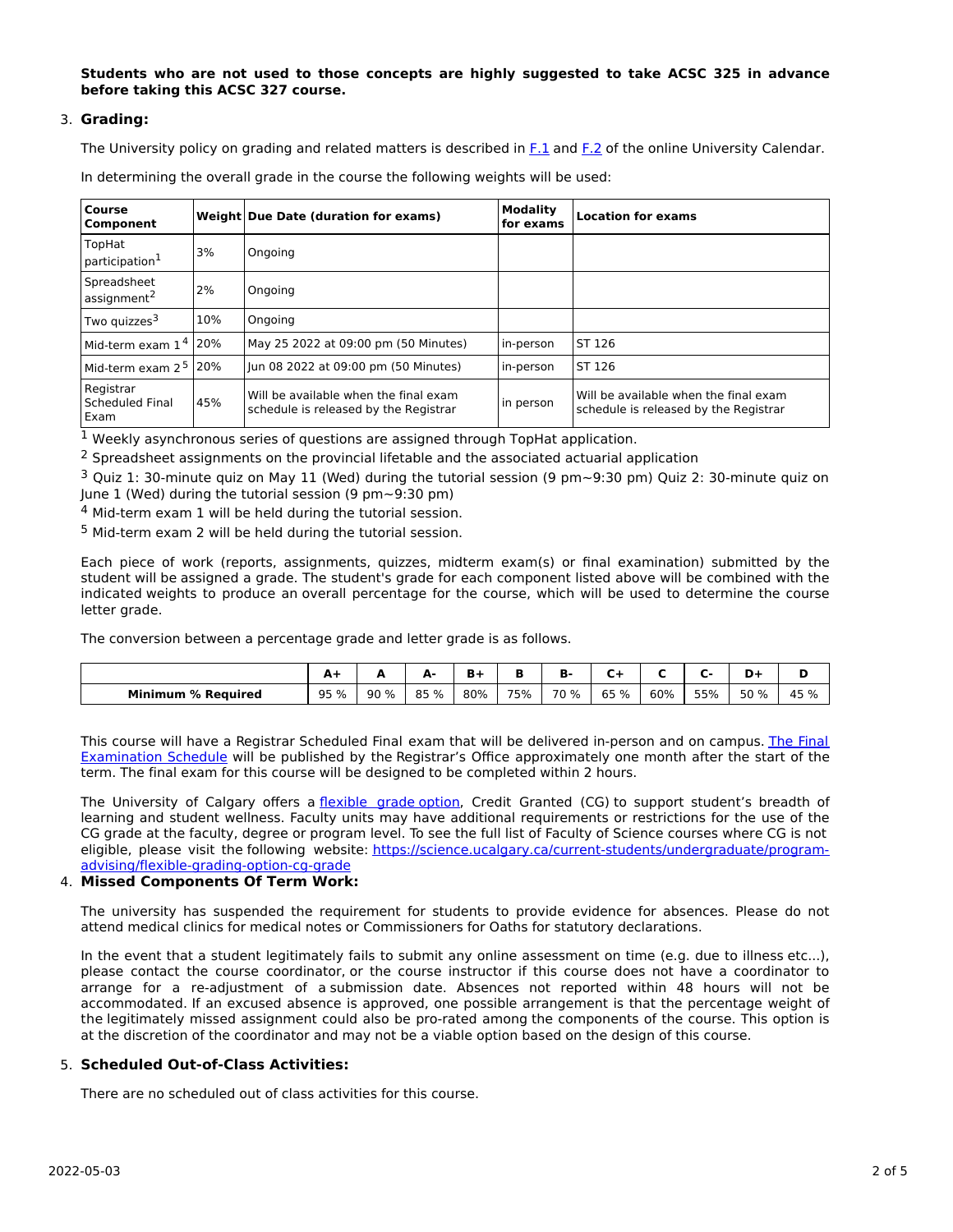**Students who are not used to those concepts are highly suggested to take ACSC 325 in advance before taking this ACSC 327 course.**

3. **Grading:**

The University policy on grading and related matters is described in F.1 and F.2 of the online University Calendar.

In determining the overall grade in the course the following weights will be used:

| Course Component | Weight | Due Date (duration for exams) | Modality for exams | Location for exams |
|---|---|---|---|---|
| TopHat participation[1] | 3% | Ongoing | | |
| Spreadsheet assignment[2] | 2% | Ongoing | | |
| Two quizzes[3] | 10% | Ongoing | | |
| Mid-term exam 1[4] | 20% | May 25 2022 at 09:00 pm (50 Minutes) | in-person | ST 126 |
| Mid-term exam 2[5] | 20% | Jun 08 2022 at 09:00 pm (50 Minutes) | in-person | ST 126 |
| Registrar Scheduled Final Exam | 45% | Will be available when the final exam schedule is released by the Registrar | in person | Will be available when the final exam schedule is released by the Registrar |

[1] Weekly asynchronous series of questions are assigned through TopHat application.

[2] Spreadsheet assignments on the provincial lifetable and the associated actuarial application

[3] Quiz 1: 30-minute quiz on May 11 (Wed) during the tutorial session (9 pm~9:30 pm) Quiz 2: 30-minute quiz on June 1 (Wed) during the tutorial session (9 pm~9:30 pm)

[4] Mid-term exam 1 will be held during the tutorial session.

[5] Mid-term exam 2 will be held during the tutorial session.

Each piece of work (reports, assignments, quizzes, midterm exam(s) or final examination) submitted by the student will be assigned a grade. The student's grade for each component listed above will be combined with the indicated weights to produce an overall percentage for the course, which will be used to determine the course letter grade.

The conversion between a percentage grade and letter grade is as follows.

| | A+ | A | A- | B+ | B | B- | C+ | C | C- | D+ | D |
|---|---|---|---|---|---|---|---|---|---|---|---|
| **Minimum % Required** | 95 % | 90 % | 85 % | 80% | 75% | 70 % | 65 % | 60% | 55% | 50 % | 45 % |

This course will have a Registrar Scheduled Final exam that will be delivered in-person and on campus. The Final Examination Schedule will be published by the Registrar's Office approximately one month after the start of the term. The final exam for this course will be designed to be completed within 2 hours.

The University of Calgary offers a flexible grade option, Credit Granted (CG) to support student's breadth of learning and student wellness. Faculty units may have additional requirements or restrictions for the use of the CG grade at the faculty, degree or program level. To see the full list of Faculty of Science courses where CG is not eligible, please visit the following website: https://science.ucalgary.ca/current-students/undergraduate/program-advising/flexible-grading-option-cg-grade

4. **Missed Components Of Term Work:**

The university has suspended the requirement for students to provide evidence for absences. Please do not attend medical clinics for medical notes or Commissioners for Oaths for statutory declarations.

In the event that a student legitimately fails to submit any online assessment on time (e.g. due to illness etc...), please contact the course coordinator, or the course instructor if this course does not have a coordinator to arrange for a re-adjustment of a submission date. Absences not reported within 48 hours will not be accommodated. If an excused absence is approved, one possible arrangement is that the percentage weight of the legitimately missed assignment could also be pro-rated among the components of the course. This option is at the discretion of the coordinator and may not be a viable option based on the design of this course.

5. **Scheduled Out-of-Class Activities:**

There are no scheduled out of class activities for this course.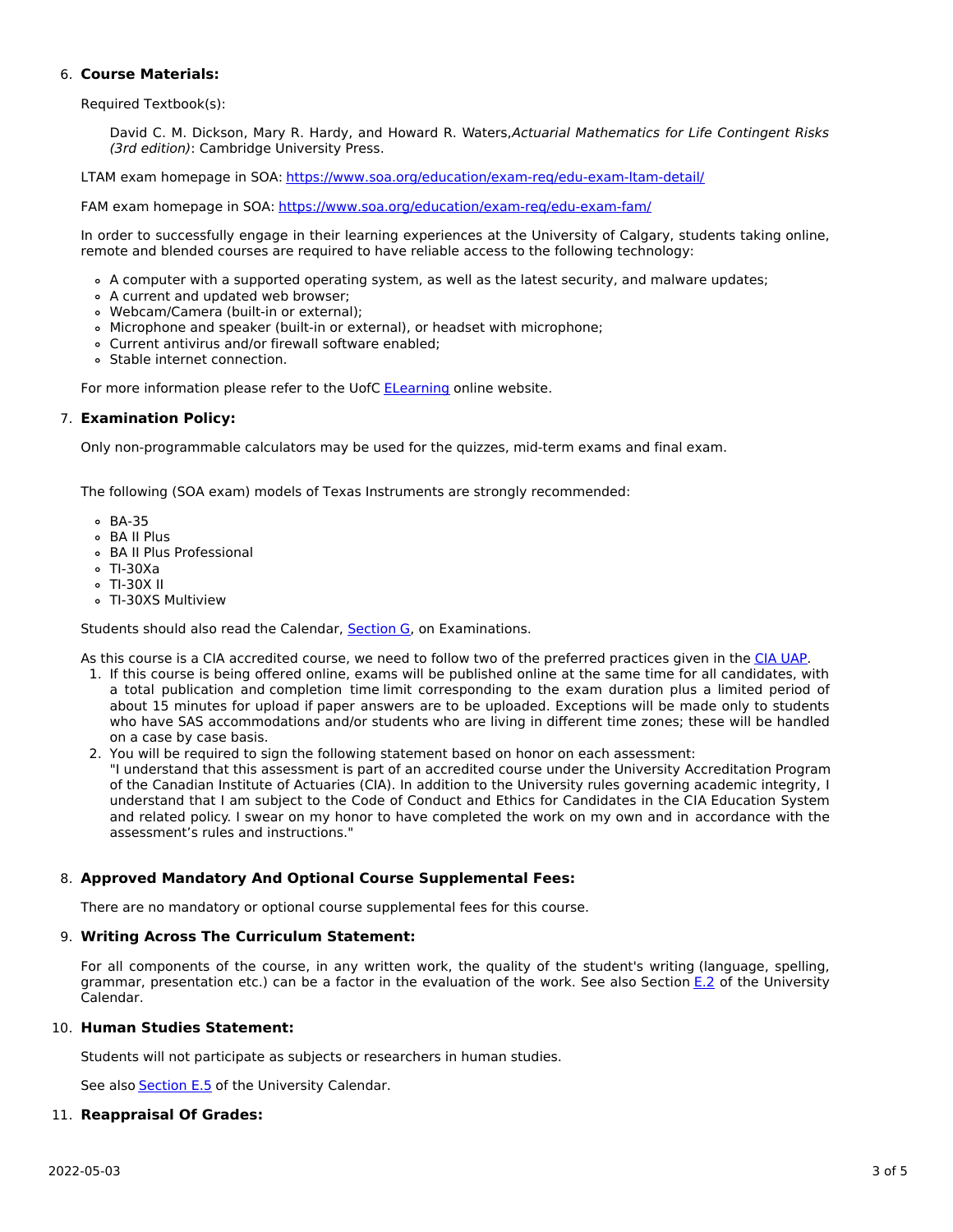6. **Course Materials:**

   Required Textbook(s):

   > David C. M. Dickson, Mary R. Hardy, and Howard R. Waters,*Actuarial Mathematics for Life Contingent Risks (3rd edition)*: Cambridge University Press.

   LTAM exam homepage in SOA: [https://www.soa.org/education/exam-req/edu-exam-ltam-detail/](https://www.soa.org/education/exam-req/edu-exam-ltam-detail/)

   FAM exam homepage in SOA: [https://www.soa.org/education/exam-req/edu-exam-fam/](https://www.soa.org/education/exam-req/edu-exam-fam/)

   In order to successfully engage in their learning experiences at the University of Calgary, students taking online, remote and blended courses are required to have reliable access to the following technology:

   - A computer with a supported operating system, as well as the latest security, and malware updates;
   - A current and updated web browser;
   - Webcam/Camera (built-in or external);
   - Microphone and speaker (built-in or external), or headset with microphone;
   - Current antivirus and/or firewall software enabled;
   - Stable internet connection.

   For more information please refer to the UofC ELearning online website.

7. **Examination Policy:**

   Only non-programmable calculators may be used for the quizzes, mid-term exams and final exam.

   The following (SOA exam) models of Texas Instruments are strongly recommended:

   - BA-35
   - BA II Plus
   - BA II Plus Professional
   - TI-30Xa
   - TI-30X II
   - TI-30XS Multiview

   Students should also read the Calendar, Section G, on Examinations.

   As this course is a CIA accredited course, we need to follow two of the preferred practices given in the CIA UAP.

   1. If this course is being offered online, exams will be published online at the same time for all candidates, with a total publication and completion time limit corresponding to the exam duration plus a limited period of about 15 minutes for upload if paper answers are to be uploaded. Exceptions will be made only to students who have SAS accommodations and/or students who are living in different time zones; these will be handled on a case by case basis.
   2. You will be required to sign the following statement based on honor on each assessment:
      "I understand that this assessment is part of an accredited course under the University Accreditation Program of the Canadian Institute of Actuaries (CIA). In addition to the University rules governing academic integrity, I understand that I am subject to the Code of Conduct and Ethics for Candidates in the CIA Education System and related policy. I swear on my honor to have completed the work on my own and in accordance with the assessment's rules and instructions."

8. **Approved Mandatory And Optional Course Supplemental Fees:**

   There are no mandatory or optional course supplemental fees for this course.

9. **Writing Across The Curriculum Statement:**

   For all components of the course, in any written work, the quality of the student's writing (language, spelling, grammar, presentation etc.) can be a factor in the evaluation of the work. See also Section E.2 of the University Calendar.

10. **Human Studies Statement:**

    Students will not participate as subjects or researchers in human studies.

    See also Section E.5 of the University Calendar.

11. **Reappraisal Of Grades:**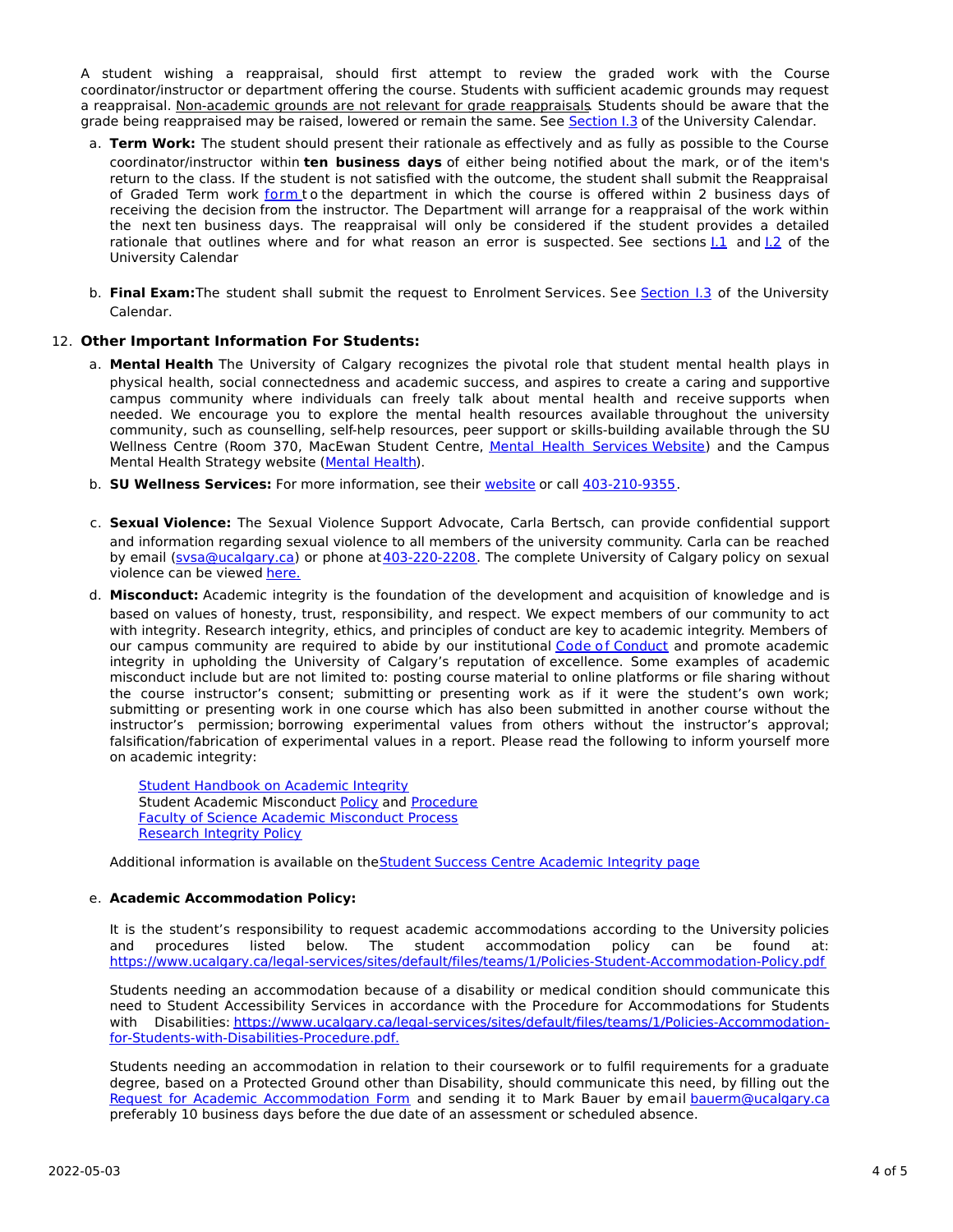A student wishing a reappraisal, should first attempt to review the graded work with the Course coordinator/instructor or department offering the course. Students with sufficient academic grounds may request a reappraisal. Non-academic grounds are not relevant for grade reappraisals. Students should be aware that the grade being reappraised may be raised, lowered or remain the same. See Section I.3 of the University Calendar.

a. **Term Work:** The student should present their rationale as effectively and as fully as possible to the Course coordinator/instructor within **ten business days** of either being notified about the mark, or of the item's return to the class. If the student is not satisfied with the outcome, the student shall submit the Reappraisal of Graded Term work form to the department in which the course is offered within 2 business days of receiving the decision from the instructor. The Department will arrange for a reappraisal of the work within the next ten business days. The reappraisal will only be considered if the student provides a detailed rationale that outlines where and for what reason an error is suspected. See sections I.1 and I.2 of the University Calendar

b. **Final Exam:** The student shall submit the request to Enrolment Services. See Section I.3 of the University Calendar.

12. **Other Important Information For Students:**

a. **Mental Health** The University of Calgary recognizes the pivotal role that student mental health plays in physical health, social connectedness and academic success, and aspires to create a caring and supportive campus community where individuals can freely talk about mental health and receive supports when needed. We encourage you to explore the mental health resources available throughout the university community, such as counselling, self-help resources, peer support or skills-building available through the SU Wellness Centre (Room 370, MacEwan Student Centre, Mental Health Services Website) and the Campus Mental Health Strategy website (Mental Health).

b. **SU Wellness Services:** For more information, see their website or call 403-210-9355.

c. **Sexual Violence:** The Sexual Violence Support Advocate, Carla Bertsch, can provide confidential support and information regarding sexual violence to all members of the university community. Carla can be reached by email (svsa@ucalgary.ca) or phone at 403-220-2208. The complete University of Calgary policy on sexual violence can be viewed here.

d. **Misconduct:** Academic integrity is the foundation of the development and acquisition of knowledge and is based on values of honesty, trust, responsibility, and respect. We expect members of our community to act with integrity. Research integrity, ethics, and principles of conduct are key to academic integrity. Members of our campus community are required to abide by our institutional Code of Conduct and promote academic integrity in upholding the University of Calgary's reputation of excellence. Some examples of academic misconduct include but are not limited to: posting course material to online platforms or file sharing without the course instructor's consent; submitting or presenting work as if it were the student's own work; submitting or presenting work in one course which has also been submitted in another course without the instructor's permission; borrowing experimental values from others without the instructor's approval; falsification/fabrication of experimental values in a report. Please read the following to inform yourself more on academic integrity:

Student Handbook on Academic Integrity
Student Academic Misconduct Policy and Procedure
Faculty of Science Academic Misconduct Process
Research Integrity Policy

Additional information is available on the Student Success Centre Academic Integrity page

e. **Academic Accommodation Policy:**

It is the student's responsibility to request academic accommodations according to the University policies and procedures listed below. The student accommodation policy can be found at: https://www.ucalgary.ca/legal-services/sites/default/files/teams/1/Policies-Student-Accommodation-Policy.pdf

Students needing an accommodation because of a disability or medical condition should communicate this need to Student Accessibility Services in accordance with the Procedure for Accommodations for Students with Disabilities: https://www.ucalgary.ca/legal-services/sites/default/files/teams/1/Policies-Accommodation-for-Students-with-Disabilities-Procedure.pdf.

Students needing an accommodation in relation to their coursework or to fulfil requirements for a graduate degree, based on a Protected Ground other than Disability, should communicate this need, by filling out the Request for Academic Accommodation Form and sending it to Mark Bauer by email bauerm@ucalgary.ca preferably 10 business days before the due date of an assessment or scheduled absence.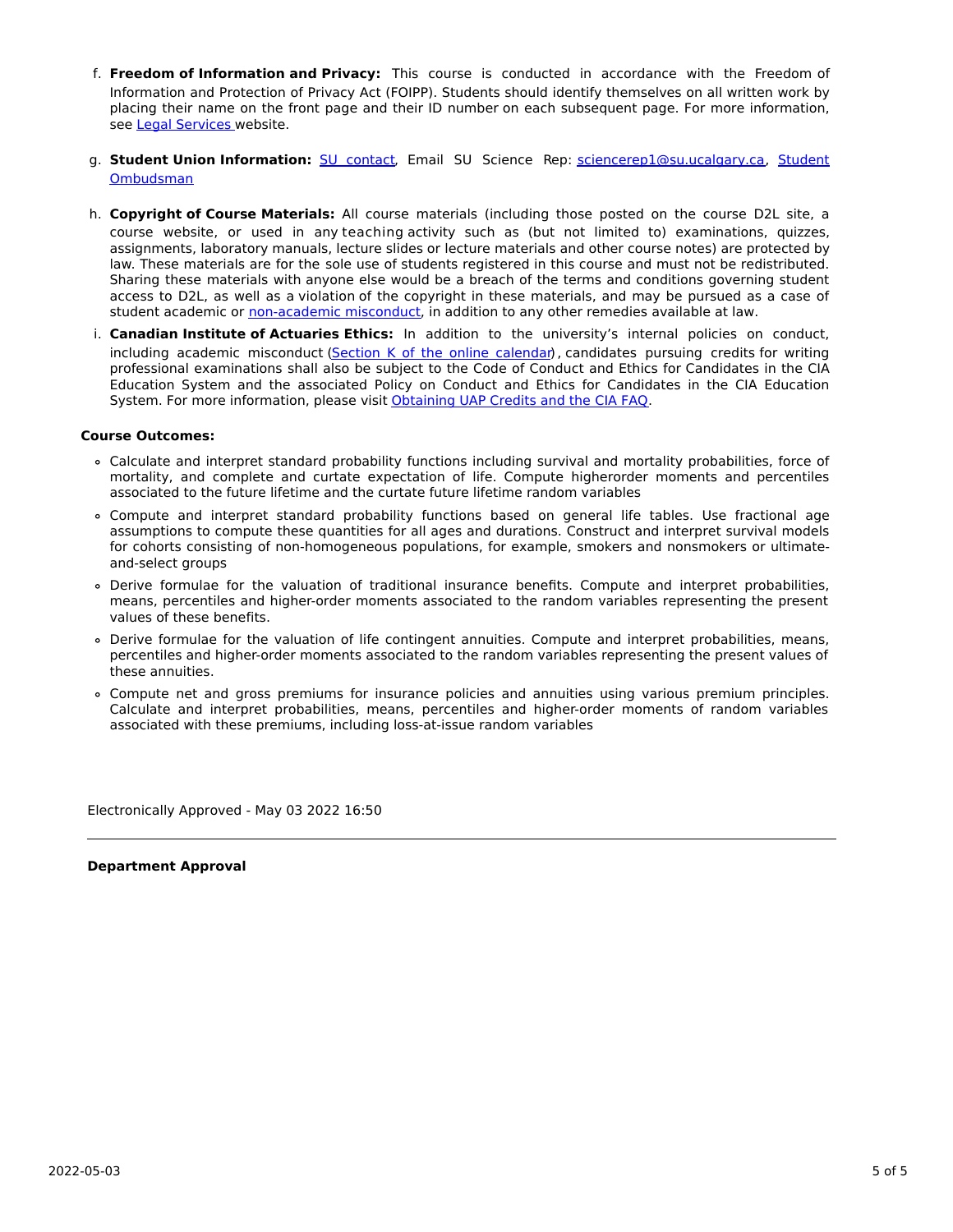f. **Freedom of Information and Privacy:** This course is conducted in accordance with the Freedom of Information and Protection of Privacy Act (FOIPP). Students should identify themselves on all written work by placing their name on the front page and their ID number on each subsequent page. For more information, see Legal Services website.

g. **Student Union Information:** SU contact, Email SU Science Rep: sciencerep1@su.ucalgary.ca, Student Ombudsman

h. **Copyright of Course Materials:** All course materials (including those posted on the course D2L site, a course website, or used in any teaching activity such as (but not limited to) examinations, quizzes, assignments, laboratory manuals, lecture slides or lecture materials and other course notes) are protected by law. These materials are for the sole use of students registered in this course and must not be redistributed. Sharing these materials with anyone else would be a breach of the terms and conditions governing student access to D2L, as well as a violation of the copyright in these materials, and may be pursued as a case of student academic or non-academic misconduct, in addition to any other remedies available at law.

i. **Canadian Institute of Actuaries Ethics:** In addition to the university's internal policies on conduct, including academic misconduct (Section K of the online calendar), candidates pursuing credits for writing professional examinations shall also be subject to the Code of Conduct and Ethics for Candidates in the CIA Education System and the associated Policy on Conduct and Ethics for Candidates in the CIA Education System. For more information, please visit Obtaining UAP Credits and the CIA FAQ.

**Course Outcomes:**

- Calculate and interpret standard probability functions including survival and mortality probabilities, force of mortality, and complete and curtate expectation of life. Compute higherorder moments and percentiles associated to the future lifetime and the curtate future lifetime random variables
- Compute and interpret standard probability functions based on general life tables. Use fractional age assumptions to compute these quantities for all ages and durations. Construct and interpret survival models for cohorts consisting of non-homogeneous populations, for example, smokers and nonsmokers or ultimate-and-select groups
- Derive formulae for the valuation of traditional insurance benefits. Compute and interpret probabilities, means, percentiles and higher-order moments associated to the random variables representing the present values of these benefits.
- Derive formulae for the valuation of life contingent annuities. Compute and interpret probabilities, means, percentiles and higher-order moments associated to the random variables representing the present values of these annuities.
- Compute net and gross premiums for insurance policies and annuities using various premium principles. Calculate and interpret probabilities, means, percentiles and higher-order moments of random variables associated with these premiums, including loss-at-issue random variables

Electronically Approved - May 03 2022 16:50

---

**Department Approval**